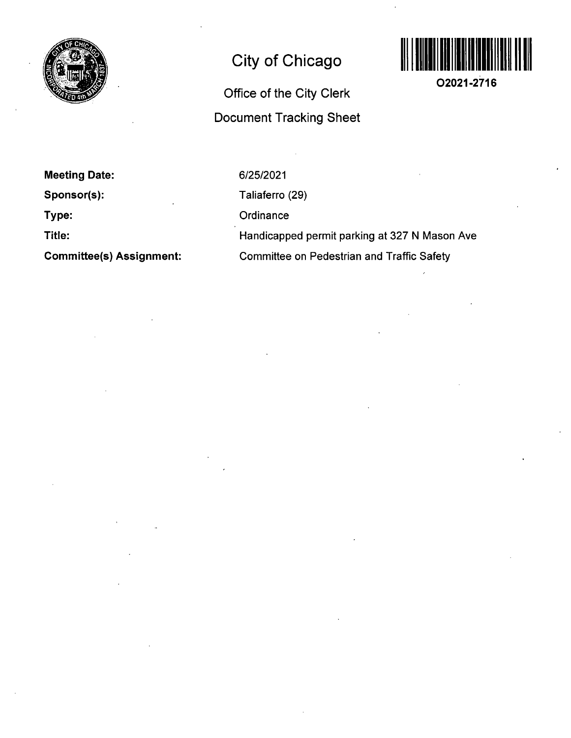# City of Chicago

## Office of the City Clerk

## Document Tracking Sheet

**O2021-2716**

| | |
|---|---|
| **Meeting Date:** | 6/25/2021 |
| **Sponsor(s):** | Taliaferro (29) |
| **Type:** | Ordinance |
| **Title:** | Handicapped permit parking at 327 N Mason Ave |
| **Committee(s) Assignment:** | Committee on Pedestrian and Traffic Safety |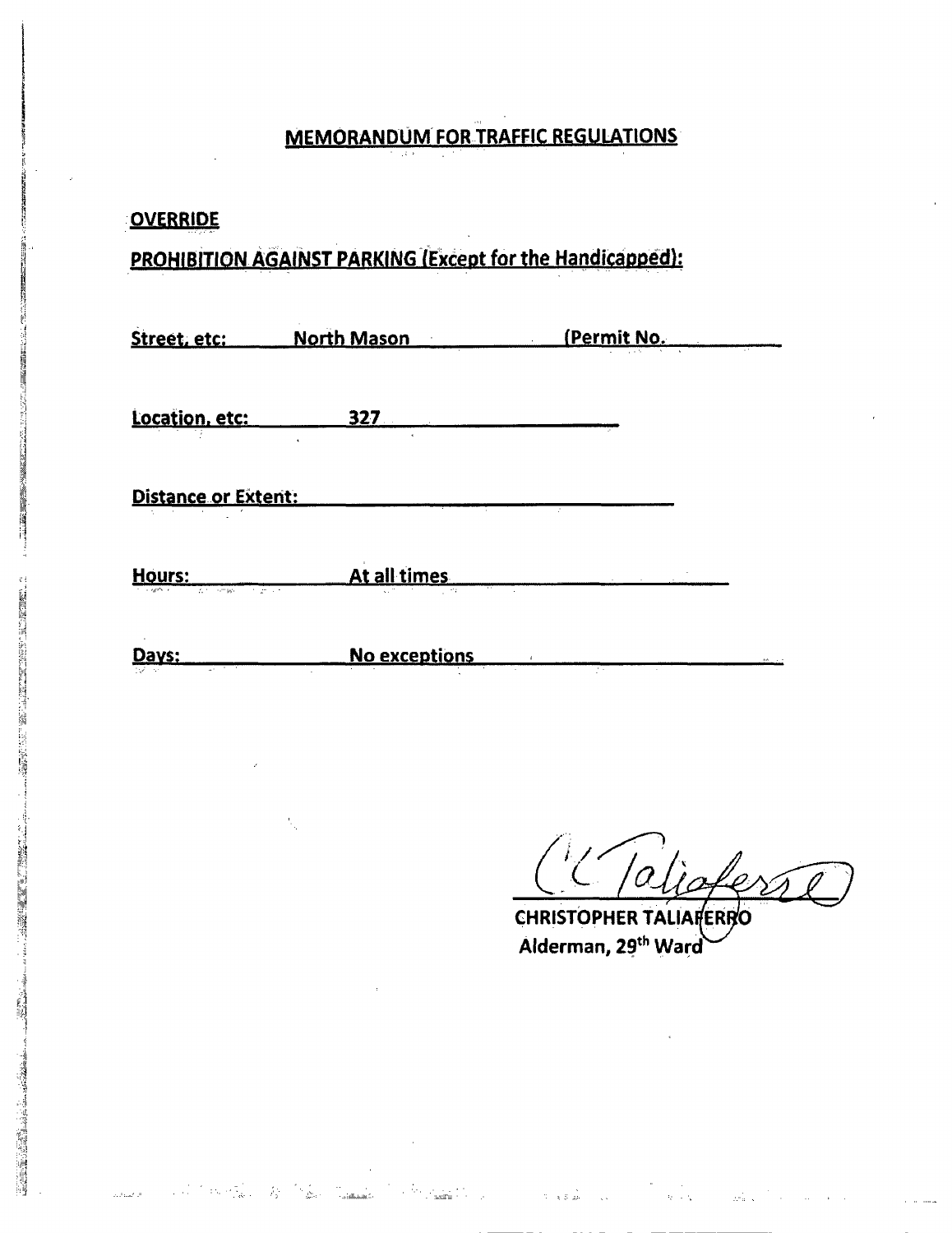## MEMORANDUM FOR TRAFFIC REGULATIONS

**OVERRIDE**

**PROHIBITION AGAINST PARKING (Except for the Handicapped):**

**Street, etc:** North Mason **(Permit No.**

**Location, etc:** 327

**Distance or Extent:**

**Hours:** At all times

**Days:** No exceptions

CHRISTOPHER TALIAFERRO
Alderman, 29th Ward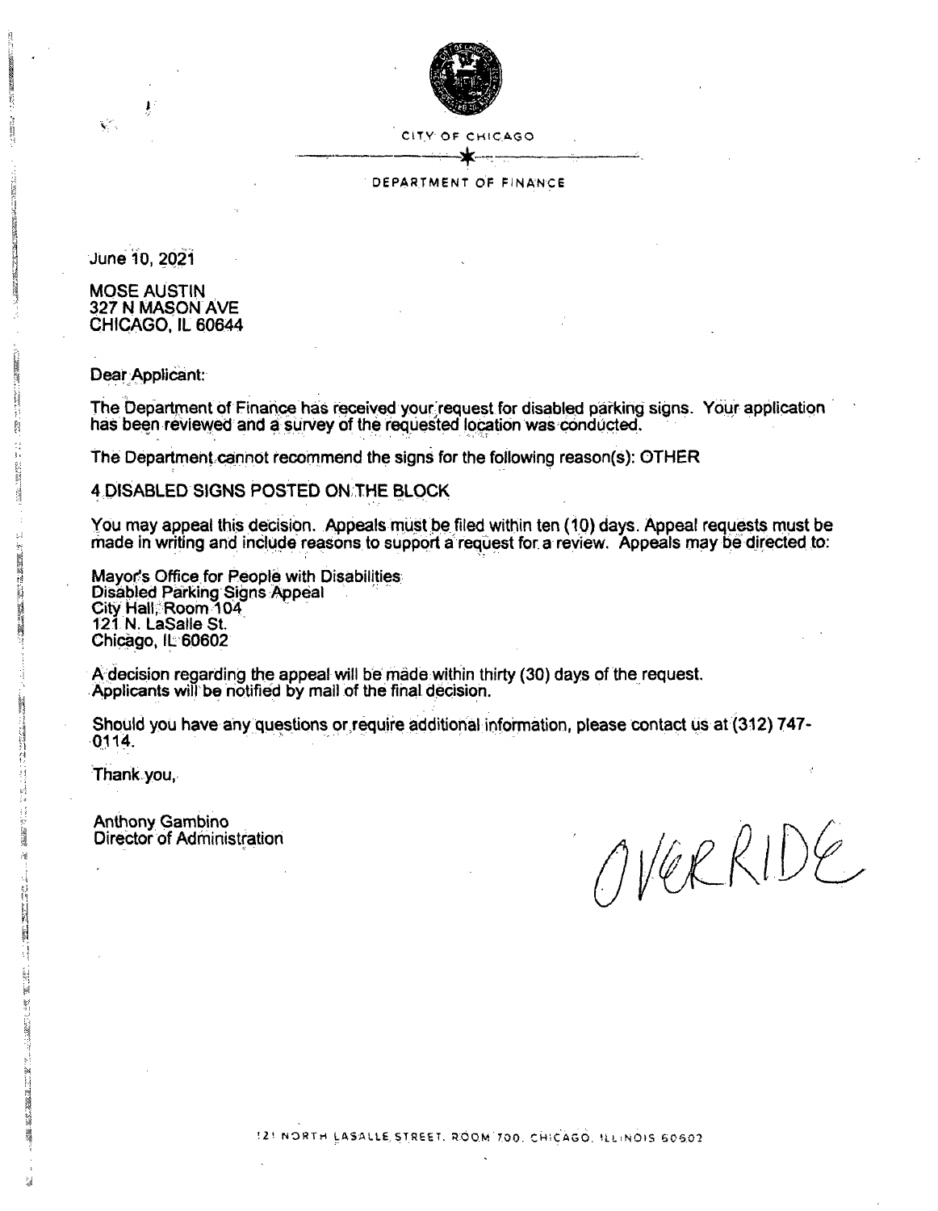CITY OF CHICAGO

DEPARTMENT OF FINANCE

June 10, 2021

MOSE AUSTIN
327 N MASON AVE
CHICAGO, IL 60644

Dear Applicant:

The Department of Finance has received your request for disabled parking signs. Your application has been reviewed and a survey of the requested location was conducted.

The Department cannot recommend the signs for the following reason(s): OTHER

4 DISABLED SIGNS POSTED ON THE BLOCK

You may appeal this decision. Appeals must be filed within ten (10) days. Appeal requests must be made in writing and include reasons to support a request for a review. Appeals may be directed to:

Mayor's Office for People with Disabilities
Disabled Parking Signs Appeal
City Hall, Room 104
121 N. LaSalle St.
Chicago, IL 60602

A decision regarding the appeal will be made within thirty (30) days of the request. Applicants will be notified by mail of the final decision.

Should you have any questions or require additional information, please contact us at (312) 747-0114.

Thank you,

Anthony Gambino
Director of Administration

OVERRIDE

121 NORTH LASALLE STREET, ROOM 700, CHICAGO, ILLINOIS 60602